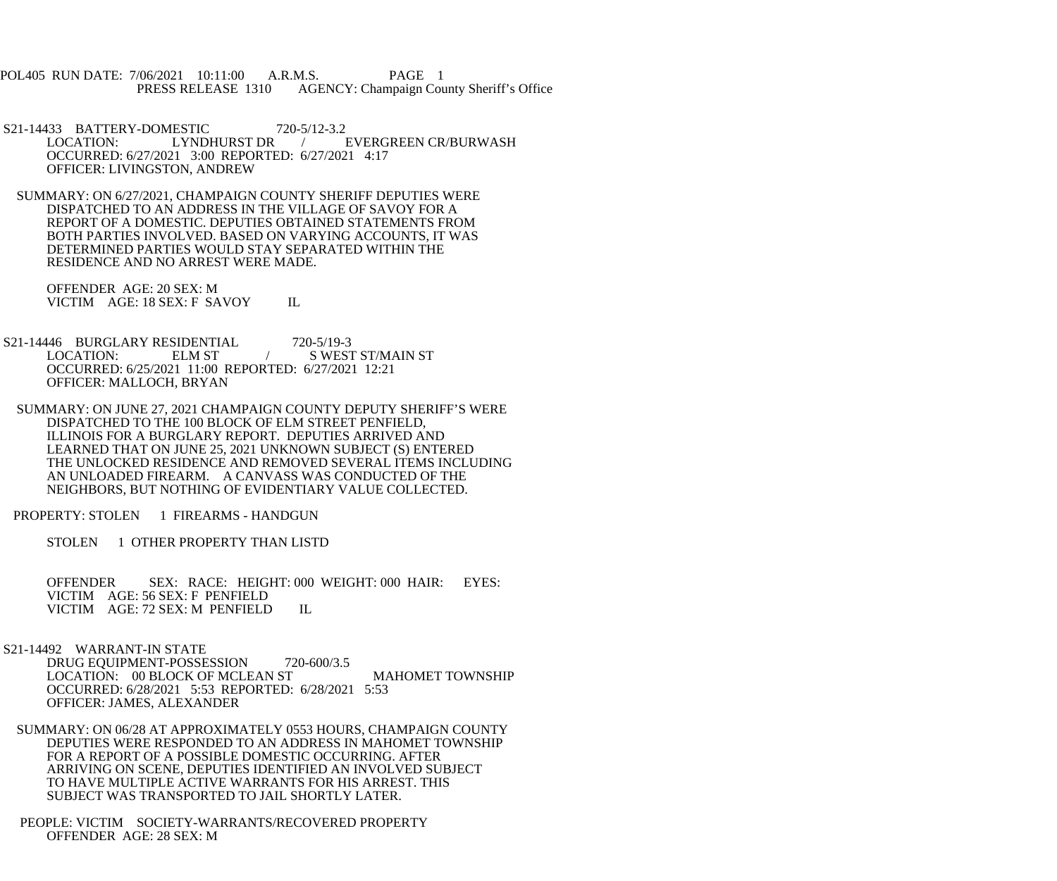POL405 RUN DATE: 7/06/2021 10:11:00 A.R.M.S. PAGE 1
PRESS RELEASE 1310 AGENCY: Champaign County Sheriff's Office

S21-14433 BATTERY-DOMESTIC 720-5/12-3.2
LOCATION: LYNDHURST DR / EVERGREEN CR/BURWASH
OCCURRED: 6/27/2021 3:00 REPORTED: 6/27/2021 4:17
OFFICER: LIVINGSTON, ANDREW

SUMMARY: ON 6/27/2021, CHAMPAIGN COUNTY SHERIFF DEPUTIES WERE DISPATCHED TO AN ADDRESS IN THE VILLAGE OF SAVOY FOR A REPORT OF A DOMESTIC. DEPUTIES OBTAINED STATEMENTS FROM BOTH PARTIES INVOLVED. BASED ON VARYING ACCOUNTS, IT WAS DETERMINED PARTIES WOULD STAY SEPARATED WITHIN THE RESIDENCE AND NO ARREST WERE MADE.

OFFENDER AGE: 20 SEX: M
VICTIM AGE: 18 SEX: F SAVOY IL

S21-14446 BURGLARY RESIDENTIAL 720-5/19-3
LOCATION: ELM ST / S WEST ST/MAIN ST
OCCURRED: 6/25/2021 11:00 REPORTED: 6/27/2021 12:21
OFFICER: MALLOCH, BRYAN

SUMMARY: ON JUNE 27, 2021 CHAMPAIGN COUNTY DEPUTY SHERIFF'S WERE DISPATCHED TO THE 100 BLOCK OF ELM STREET PENFIELD, ILLINOIS FOR A BURGLARY REPORT. DEPUTIES ARRIVED AND LEARNED THAT ON JUNE 25, 2021 UNKNOWN SUBJECT (S) ENTERED THE UNLOCKED RESIDENCE AND REMOVED SEVERAL ITEMS INCLUDING AN UNLOADED FIREARM. A CANVASS WAS CONDUCTED OF THE NEIGHBORS, BUT NOTHING OF EVIDENTIARY VALUE COLLECTED.

PROPERTY: STOLEN 1 FIREARMS - HANDGUN

STOLEN 1 OTHER PROPERTY THAN LISTD

OFFENDER SEX: RACE: HEIGHT: 000 WEIGHT: 000 HAIR: EYES:
VICTIM AGE: 56 SEX: F PENFIELD
VICTIM AGE: 72 SEX: M PENFIELD IL

S21-14492 WARRANT-IN STATE
DRUG EQUIPMENT-POSSESSION 720-600/3.5
LOCATION: 00 BLOCK OF MCLEAN ST MAHOMET TOWNSHIP
OCCURRED: 6/28/2021 5:53 REPORTED: 6/28/2021 5:53
OFFICER: JAMES, ALEXANDER

SUMMARY: ON 06/28 AT APPROXIMATELY 0553 HOURS, CHAMPAIGN COUNTY DEPUTIES WERE RESPONDED TO AN ADDRESS IN MAHOMET TOWNSHIP FOR A REPORT OF A POSSIBLE DOMESTIC OCCURRING. AFTER ARRIVING ON SCENE, DEPUTIES IDENTIFIED AN INVOLVED SUBJECT TO HAVE MULTIPLE ACTIVE WARRANTS FOR HIS ARREST. THIS SUBJECT WAS TRANSPORTED TO JAIL SHORTLY LATER.

PEOPLE: VICTIM SOCIETY-WARRANTS/RECOVERED PROPERTY
OFFENDER AGE: 28 SEX: M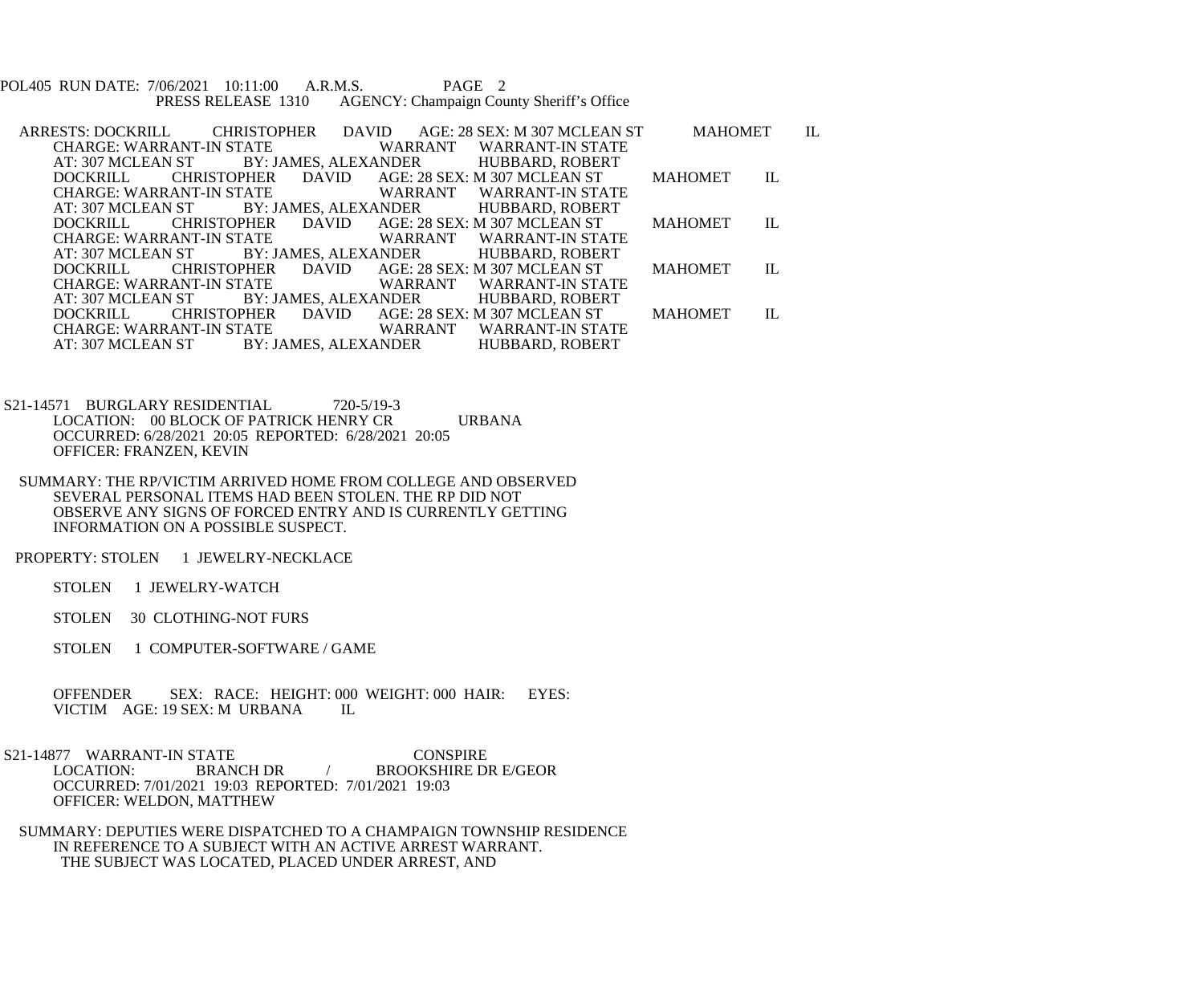POL405 RUN DATE: 7/06/2021 10:11:00 A.R.M.S. PAGE 2
PRESS RELEASE 1310 AGENCY: Champaign County Sheriff's Office

ARRESTS: DOCKRILL CHRISTOPHER DAVID AGE: 28 SEX: M 307 MCLEAN ST MAHOMET IL
CHARGE: WARRANT-IN STATE WARRANT WARRANT-IN STATE
AT: 307 MCLEAN ST BY: JAMES, ALEXANDER HUBBARD, ROBERT
DOCKRILL CHRISTOPHER DAVID AGE: 28 SEX: M 307 MCLEAN ST MAHOMET IL
CHARGE: WARRANT-IN STATE WARRANT WARRANT-IN STATE
AT: 307 MCLEAN ST BY: JAMES, ALEXANDER HUBBARD, ROBERT
DOCKRILL CHRISTOPHER DAVID AGE: 28 SEX: M 307 MCLEAN ST MAHOMET IL
CHARGE: WARRANT-IN STATE WARRANT WARRANT-IN STATE
AT: 307 MCLEAN ST BY: JAMES, ALEXANDER HUBBARD, ROBERT
DOCKRILL CHRISTOPHER DAVID AGE: 28 SEX: M 307 MCLEAN ST MAHOMET IL
CHARGE: WARRANT-IN STATE WARRANT WARRANT-IN STATE
AT: 307 MCLEAN ST BY: JAMES, ALEXANDER HUBBARD, ROBERT
DOCKRILL CHRISTOPHER DAVID AGE: 28 SEX: M 307 MCLEAN ST MAHOMET IL
CHARGE: WARRANT-IN STATE WARRANT WARRANT-IN STATE
AT: 307 MCLEAN ST BY: JAMES, ALEXANDER HUBBARD, ROBERT

S21-14571 BURGLARY RESIDENTIAL 720-5/19-3
LOCATION: 00 BLOCK OF PATRICK HENRY CR URBANA
OCCURRED: 6/28/2021 20:05 REPORTED: 6/28/2021 20:05
OFFICER: FRANZEN, KEVIN

SUMMARY: THE RP/VICTIM ARRIVED HOME FROM COLLEGE AND OBSERVED SEVERAL PERSONAL ITEMS HAD BEEN STOLEN. THE RP DID NOT OBSERVE ANY SIGNS OF FORCED ENTRY AND IS CURRENTLY GETTING INFORMATION ON A POSSIBLE SUSPECT.

PROPERTY: STOLEN 1 JEWELRY-NECKLACE

STOLEN 1 JEWELRY-WATCH

STOLEN 30 CLOTHING-NOT FURS

STOLEN 1 COMPUTER-SOFTWARE / GAME

OFFENDER SEX: RACE: HEIGHT: 000 WEIGHT: 000 HAIR: EYES:
VICTIM AGE: 19 SEX: M URBANA IL

S21-14877 WARRANT-IN STATE CONSPIRE
LOCATION: BRANCH DR / BROOKSHIRE DR E/GEOR
OCCURRED: 7/01/2021 19:03 REPORTED: 7/01/2021 19:03
OFFICER: WELDON, MATTHEW

SUMMARY: DEPUTIES WERE DISPATCHED TO A CHAMPAIGN TOWNSHIP RESIDENCE IN REFERENCE TO A SUBJECT WITH AN ACTIVE ARREST WARRANT. THE SUBJECT WAS LOCATED, PLACED UNDER ARREST, AND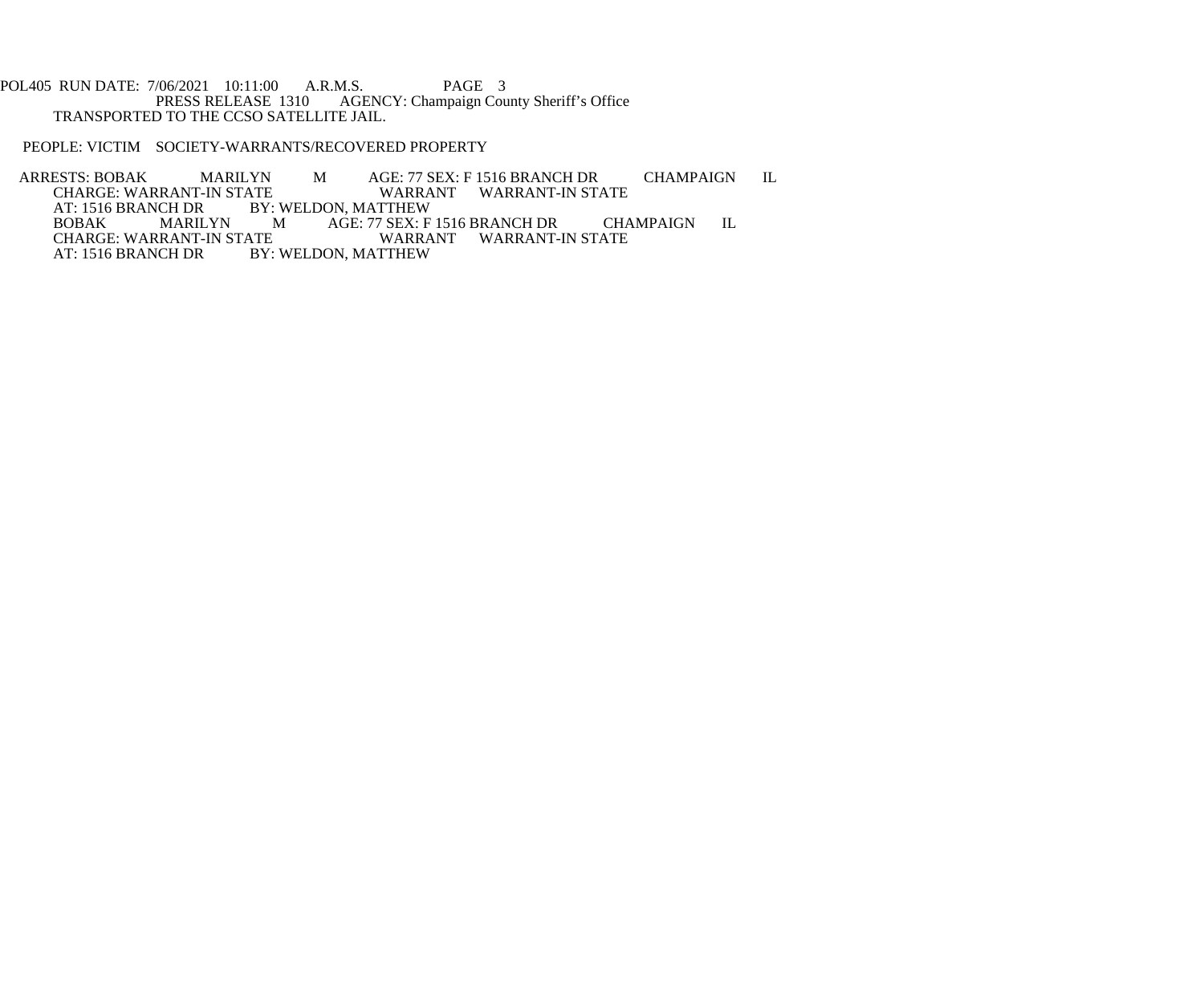TRANSPORTED TO THE CCSO SATELLITE JAIL.

PEOPLE: VICTIM SOCIETY-WARRANTS/RECOVERED PROPERTY

ARRESTS: BOBAK MARILYN M AGE: 77 SEX: F 1516 BRANCH DR CHAMPAIGN IL
CHARGE: WARRANT-IN STATE WARRANT WARRANT-IN STATE
AT: 1516 BRANCH DR BY: WELDON, MATTHEW
BOBAK MARILYN M AGE: 77 SEX: F 1516 BRANCH DR CHAMPAIGN IL
CHARGE: WARRANT-IN STATE WARRANT WARRANT-IN STATE
AT: 1516 BRANCH DR BY: WELDON, MATTHEW